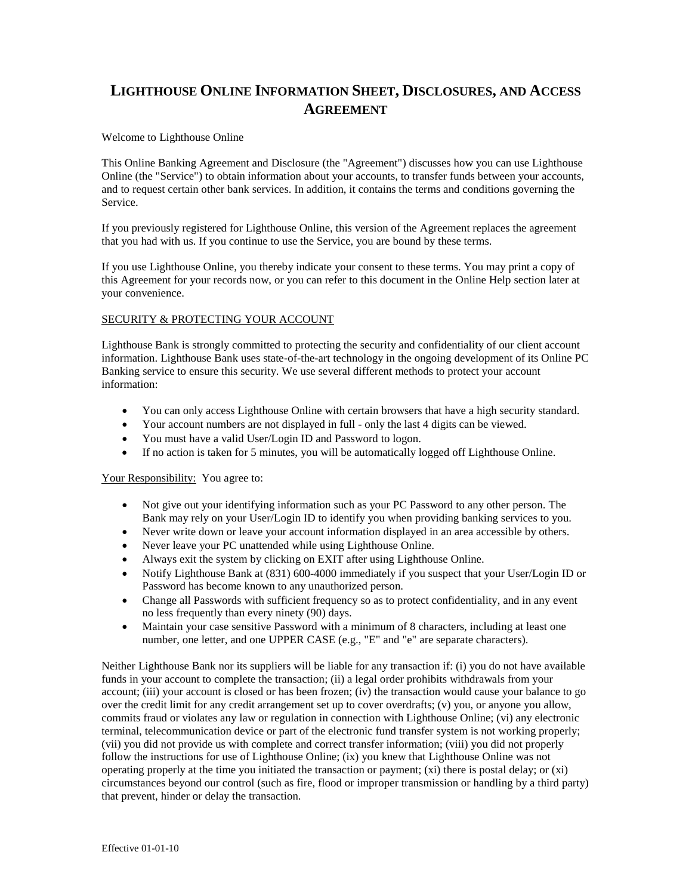# LIGHTHOUSE ONLINE INFORMATION SHEET, DISCLOSURES, AND ACCESS AGREEMENT

Welcome to Lighthouse Online

This Online Banking Agreement and Disclosure (the "Agreement") discusses how you can use Lighthouse Online (the "Service") to obtain information about your accounts, to transfer funds between your accounts, and to request certain other bank services. In addition, it contains the terms and conditions governing the Service.

If you previously registered for Lighthouse Online, this version of the Agreement replaces the agreement that you had with us. If you continue to use the Service, you are bound by these terms.

If you use Lighthouse Online, you thereby indicate your consent to these terms. You may print a copy of this Agreement for your records now, or you can refer to this document in the Online Help section later at your convenience.

## SECURITY & PROTECTING YOUR ACCOUNT

Lighthouse Bank is strongly committed to protecting the security and confidentiality of our client account information. Lighthouse Bank uses state-of-the-art technology in the ongoing development of its Online PC Banking service to ensure this security. We use several different methods to protect your account information:

- You can only access Lighthouse Online with certain browsers that have a high security standard.
- Your account numbers are not displayed in full - only the last 4 digits can be viewed.
- You must have a valid User/Login ID and Password to logon.
- If no action is taken for 5 minutes, you will be automatically logged off Lighthouse Online.

Your Responsibility: You agree to:

- Not give out your identifying information such as your PC Password to any other person. The Bank may rely on your User/Login ID to identify you when providing banking services to you.
- Never write down or leave your account information displayed in an area accessible by others.
- Never leave your PC unattended while using Lighthouse Online.
- Always exit the system by clicking on EXIT after using Lighthouse Online.
- Notify Lighthouse Bank at (831) 600-4000 immediately if you suspect that your User/Login ID or Password has become known to any unauthorized person.
- Change all Passwords with sufficient frequency so as to protect confidentiality, and in any event no less frequently than every ninety (90) days.
- Maintain your case sensitive Password with a minimum of 8 characters, including at least one number, one letter, and one UPPER CASE (e.g., "E" and "e" are separate characters).

Neither Lighthouse Bank nor its suppliers will be liable for any transaction if: (i) you do not have available funds in your account to complete the transaction; (ii) a legal order prohibits withdrawals from your account; (iii) your account is closed or has been frozen; (iv) the transaction would cause your balance to go over the credit limit for any credit arrangement set up to cover overdrafts; (v) you, or anyone you allow, commits fraud or violates any law or regulation in connection with Lighthouse Online; (vi) any electronic terminal, telecommunication device or part of the electronic fund transfer system is not working properly; (vii) you did not provide us with complete and correct transfer information; (viii) you did not properly follow the instructions for use of Lighthouse Online; (ix) you knew that Lighthouse Online was not operating properly at the time you initiated the transaction or payment; (xi) there is postal delay; or (xi) circumstances beyond our control (such as fire, flood or improper transmission or handling by a third party) that prevent, hinder or delay the transaction.

Effective 01-01-10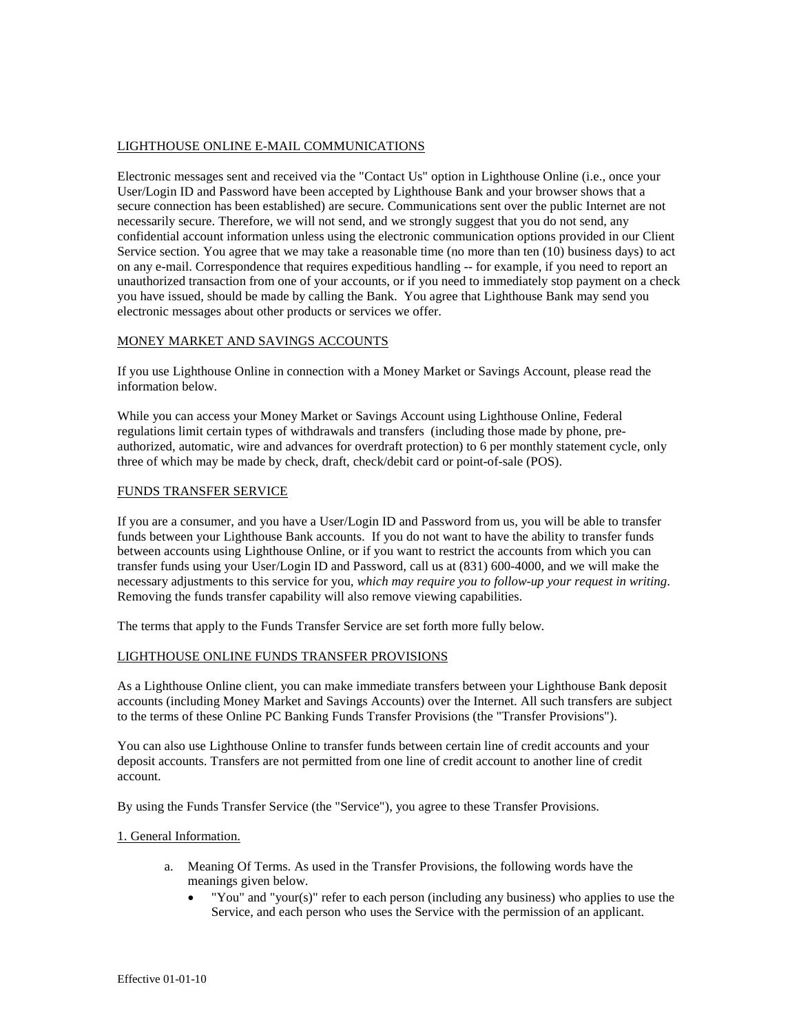## LIGHTHOUSE ONLINE E-MAIL COMMUNICATIONS

Electronic messages sent and received via the "Contact Us" option in Lighthouse Online (i.e., once your User/Login ID and Password have been accepted by Lighthouse Bank and your browser shows that a secure connection has been established) are secure. Communications sent over the public Internet are not necessarily secure. Therefore, we will not send, and we strongly suggest that you do not send, any confidential account information unless using the electronic communication options provided in our Client Service section. You agree that we may take a reasonable time (no more than ten (10) business days) to act on any e-mail. Correspondence that requires expeditious handling -- for example, if you need to report an unauthorized transaction from one of your accounts, or if you need to immediately stop payment on a check you have issued, should be made by calling the Bank. You agree that Lighthouse Bank may send you electronic messages about other products or services we offer.

## MONEY MARKET AND SAVINGS ACCOUNTS

If you use Lighthouse Online in connection with a Money Market or Savings Account, please read the information below.

While you can access your Money Market or Savings Account using Lighthouse Online, Federal regulations limit certain types of withdrawals and transfers (including those made by phone, pre-authorized, automatic, wire and advances for overdraft protection) to 6 per monthly statement cycle, only three of which may be made by check, draft, check/debit card or point-of-sale (POS).

## FUNDS TRANSFER SERVICE

If you are a consumer, and you have a User/Login ID and Password from us, you will be able to transfer funds between your Lighthouse Bank accounts. If you do not want to have the ability to transfer funds between accounts using Lighthouse Online, or if you want to restrict the accounts from which you can transfer funds using your User/Login ID and Password, call us at (831) 600-4000, and we will make the necessary adjustments to this service for you, *which may require you to follow-up your request in writing*. Removing the funds transfer capability will also remove viewing capabilities.

The terms that apply to the Funds Transfer Service are set forth more fully below.

## LIGHTHOUSE ONLINE FUNDS TRANSFER PROVISIONS

As a Lighthouse Online client, you can make immediate transfers between your Lighthouse Bank deposit accounts (including Money Market and Savings Accounts) over the Internet. All such transfers are subject to the terms of these Online PC Banking Funds Transfer Provisions (the "Transfer Provisions").

You can also use Lighthouse Online to transfer funds between certain line of credit accounts and your deposit accounts. Transfers are not permitted from one line of credit account to another line of credit account.

By using the Funds Transfer Service (the "Service"), you agree to these Transfer Provisions.

### 1. General Information.

a. Meaning Of Terms. As used in the Transfer Provisions, the following words have the meanings given below.
   - "You" and "your(s)" refer to each person (including any business) who applies to use the Service, and each person who uses the Service with the permission of an applicant.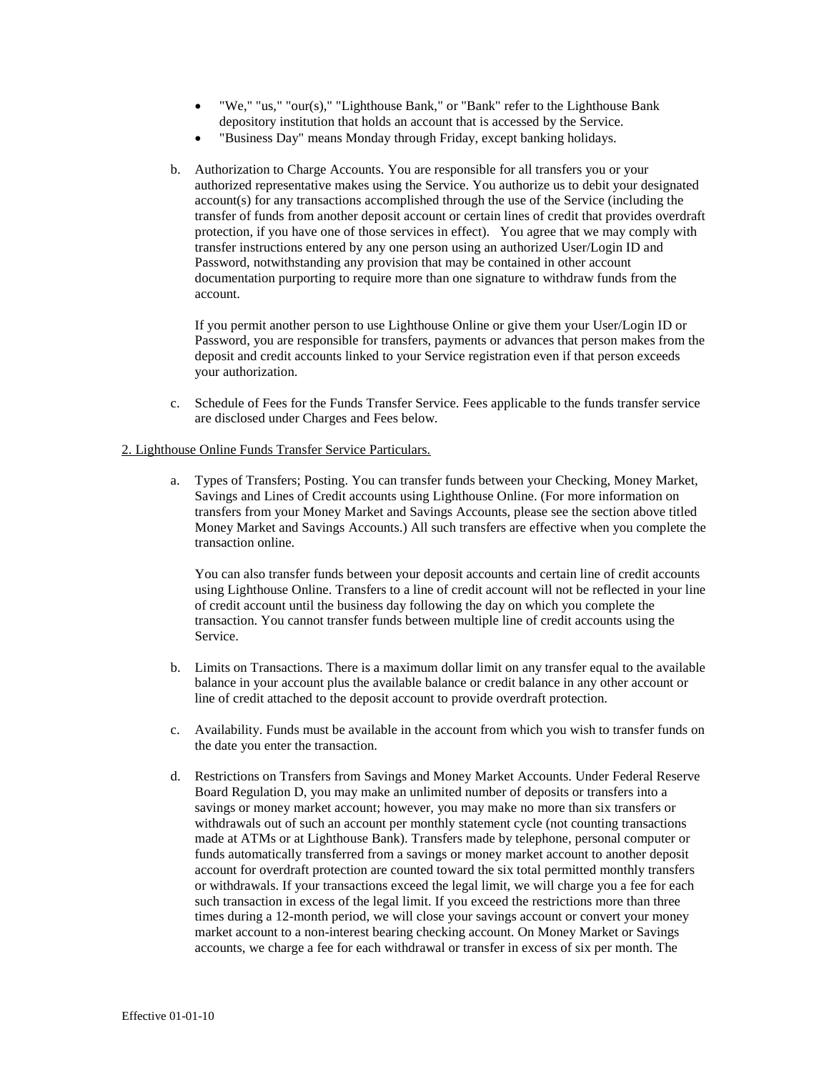- "We," "us," "our(s)," "Lighthouse Bank," or "Bank" refer to the Lighthouse Bank depository institution that holds an account that is accessed by the Service.
- "Business Day" means Monday through Friday, except banking holidays.

b. Authorization to Charge Accounts. You are responsible for all transfers you or your authorized representative makes using the Service. You authorize us to debit your designated account(s) for any transactions accomplished through the use of the Service (including the transfer of funds from another deposit account or certain lines of credit that provides overdraft protection, if you have one of those services in effect). You agree that we may comply with transfer instructions entered by any one person using an authorized User/Login ID and Password, notwithstanding any provision that may be contained in other account documentation purporting to require more than one signature to withdraw funds from the account.

   If you permit another person to use Lighthouse Online or give them your User/Login ID or Password, you are responsible for transfers, payments or advances that person makes from the deposit and credit accounts linked to your Service registration even if that person exceeds your authorization.

c. Schedule of Fees for the Funds Transfer Service. Fees applicable to the funds transfer service are disclosed under Charges and Fees below.

<u>2. Lighthouse Online Funds Transfer Service Particulars.</u>

a. Types of Transfers; Posting. You can transfer funds between your Checking, Money Market, Savings and Lines of Credit accounts using Lighthouse Online. (For more information on transfers from your Money Market and Savings Accounts, please see the section above titled Money Market and Savings Accounts.) All such transfers are effective when you complete the transaction online.

   You can also transfer funds between your deposit accounts and certain line of credit accounts using Lighthouse Online. Transfers to a line of credit account will not be reflected in your line of credit account until the business day following the day on which you complete the transaction. You cannot transfer funds between multiple line of credit accounts using the Service.

b. Limits on Transactions. There is a maximum dollar limit on any transfer equal to the available balance in your account plus the available balance or credit balance in any other account or line of credit attached to the deposit account to provide overdraft protection.

c. Availability. Funds must be available in the account from which you wish to transfer funds on the date you enter the transaction.

d. Restrictions on Transfers from Savings and Money Market Accounts. Under Federal Reserve Board Regulation D, you may make an unlimited number of deposits or transfers into a savings or money market account; however, you may make no more than six transfers or withdrawals out of such an account per monthly statement cycle (not counting transactions made at ATMs or at Lighthouse Bank). Transfers made by telephone, personal computer or funds automatically transferred from a savings or money market account to another deposit account for overdraft protection are counted toward the six total permitted monthly transfers or withdrawals. If your transactions exceed the legal limit, we will charge you a fee for each such transaction in excess of the legal limit. If you exceed the restrictions more than three times during a 12-month period, we will close your savings account or convert your money market account to a non-interest bearing checking account. On Money Market or Savings accounts, we charge a fee for each withdrawal or transfer in excess of six per month. The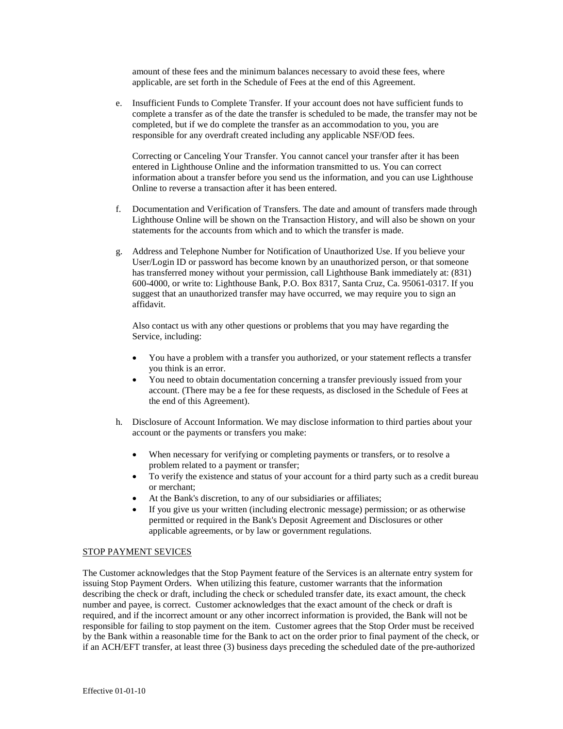amount of these fees and the minimum balances necessary to avoid these fees, where applicable, are set forth in the Schedule of Fees at the end of this Agreement.

e. Insufficient Funds to Complete Transfer. If your account does not have sufficient funds to complete a transfer as of the date the transfer is scheduled to be made, the transfer may not be completed, but if we do complete the transfer as an accommodation to you, you are responsible for any overdraft created including any applicable NSF/OD fees.

   Correcting or Canceling Your Transfer. You cannot cancel your transfer after it has been entered in Lighthouse Online and the information transmitted to us. You can correct information about a transfer before you send us the information, and you can use Lighthouse Online to reverse a transaction after it has been entered.

f. Documentation and Verification of Transfers. The date and amount of transfers made through Lighthouse Online will be shown on the Transaction History, and will also be shown on your statements for the accounts from which and to which the transfer is made.

g. Address and Telephone Number for Notification of Unauthorized Use. If you believe your User/Login ID or password has become known by an unauthorized person, or that someone has transferred money without your permission, call Lighthouse Bank immediately at: (831) 600-4000, or write to: Lighthouse Bank, P.O. Box 8317, Santa Cruz, Ca. 95061-0317. If you suggest that an unauthorized transfer may have occurred, we may require you to sign an affidavit.

   Also contact us with any other questions or problems that you may have regarding the Service, including:

   - You have a problem with a transfer you authorized, or your statement reflects a transfer you think is an error.
   - You need to obtain documentation concerning a transfer previously issued from your account. (There may be a fee for these requests, as disclosed in the Schedule of Fees at the end of this Agreement).

h. Disclosure of Account Information. We may disclose information to third parties about your account or the payments or transfers you make:

   - When necessary for verifying or completing payments or transfers, or to resolve a problem related to a payment or transfer;
   - To verify the existence and status of your account for a third party such as a credit bureau or merchant;
   - At the Bank's discretion, to any of our subsidiaries or affiliates;
   - If you give us your written (including electronic message) permission; or as otherwise permitted or required in the Bank's Deposit Agreement and Disclosures or other applicable agreements, or by law or government regulations.

STOP PAYMENT SEVICES

The Customer acknowledges that the Stop Payment feature of the Services is an alternate entry system for issuing Stop Payment Orders. When utilizing this feature, customer warrants that the information describing the check or draft, including the check or scheduled transfer date, its exact amount, the check number and payee, is correct. Customer acknowledges that the exact amount of the check or draft is required, and if the incorrect amount or any other incorrect information is provided, the Bank will not be responsible for failing to stop payment on the item. Customer agrees that the Stop Order must be received by the Bank within a reasonable time for the Bank to act on the order prior to final payment of the check, or if an ACH/EFT transfer, at least three (3) business days preceding the scheduled date of the pre-authorized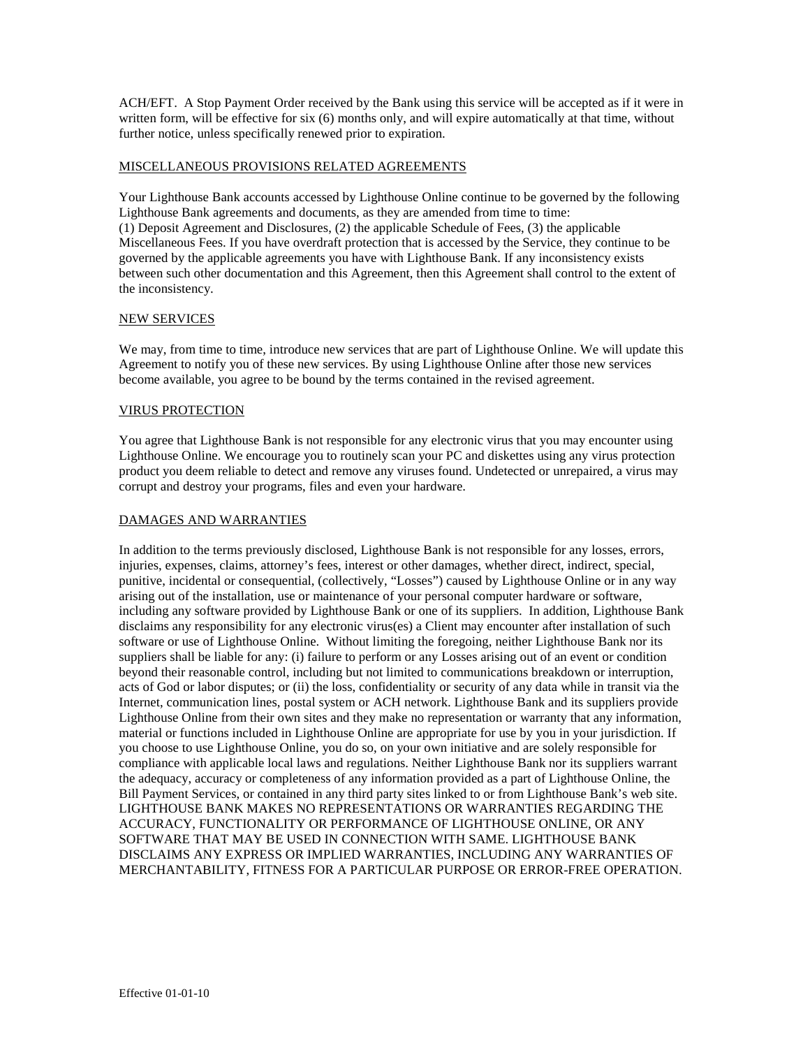ACH/EFT. A Stop Payment Order received by the Bank using this service will be accepted as if it were in written form, will be effective for six (6) months only, and will expire automatically at that time, without further notice, unless specifically renewed prior to expiration.

## MISCELLANEOUS PROVISIONS RELATED AGREEMENTS

Your Lighthouse Bank accounts accessed by Lighthouse Online continue to be governed by the following Lighthouse Bank agreements and documents, as they are amended from time to time:
(1) Deposit Agreement and Disclosures, (2) the applicable Schedule of Fees, (3) the applicable Miscellaneous Fees. If you have overdraft protection that is accessed by the Service, they continue to be governed by the applicable agreements you have with Lighthouse Bank. If any inconsistency exists between such other documentation and this Agreement, then this Agreement shall control to the extent of the inconsistency.

## NEW SERVICES

We may, from time to time, introduce new services that are part of Lighthouse Online. We will update this Agreement to notify you of these new services. By using Lighthouse Online after those new services become available, you agree to be bound by the terms contained in the revised agreement.

## VIRUS PROTECTION

You agree that Lighthouse Bank is not responsible for any electronic virus that you may encounter using Lighthouse Online. We encourage you to routinely scan your PC and diskettes using any virus protection product you deem reliable to detect and remove any viruses found. Undetected or unrepaired, a virus may corrupt and destroy your programs, files and even your hardware.

## DAMAGES AND WARRANTIES

In addition to the terms previously disclosed, Lighthouse Bank is not responsible for any losses, errors, injuries, expenses, claims, attorney's fees, interest or other damages, whether direct, indirect, special, punitive, incidental or consequential, (collectively, "Losses") caused by Lighthouse Online or in any way arising out of the installation, use or maintenance of your personal computer hardware or software, including any software provided by Lighthouse Bank or one of its suppliers. In addition, Lighthouse Bank disclaims any responsibility for any electronic virus(es) a Client may encounter after installation of such software or use of Lighthouse Online. Without limiting the foregoing, neither Lighthouse Bank nor its suppliers shall be liable for any: (i) failure to perform or any Losses arising out of an event or condition beyond their reasonable control, including but not limited to communications breakdown or interruption, acts of God or labor disputes; or (ii) the loss, confidentiality or security of any data while in transit via the Internet, communication lines, postal system or ACH network. Lighthouse Bank and its suppliers provide Lighthouse Online from their own sites and they make no representation or warranty that any information, material or functions included in Lighthouse Online are appropriate for use by you in your jurisdiction. If you choose to use Lighthouse Online, you do so, on your own initiative and are solely responsible for compliance with applicable local laws and regulations. Neither Lighthouse Bank nor its suppliers warrant the adequacy, accuracy or completeness of any information provided as a part of Lighthouse Online, the Bill Payment Services, or contained in any third party sites linked to or from Lighthouse Bank's web site. LIGHTHOUSE BANK MAKES NO REPRESENTATIONS OR WARRANTIES REGARDING THE ACCURACY, FUNCTIONALITY OR PERFORMANCE OF LIGHTHOUSE ONLINE, OR ANY SOFTWARE THAT MAY BE USED IN CONNECTION WITH SAME. LIGHTHOUSE BANK DISCLAIMS ANY EXPRESS OR IMPLIED WARRANTIES, INCLUDING ANY WARRANTIES OF MERCHANTABILITY, FITNESS FOR A PARTICULAR PURPOSE OR ERROR-FREE OPERATION.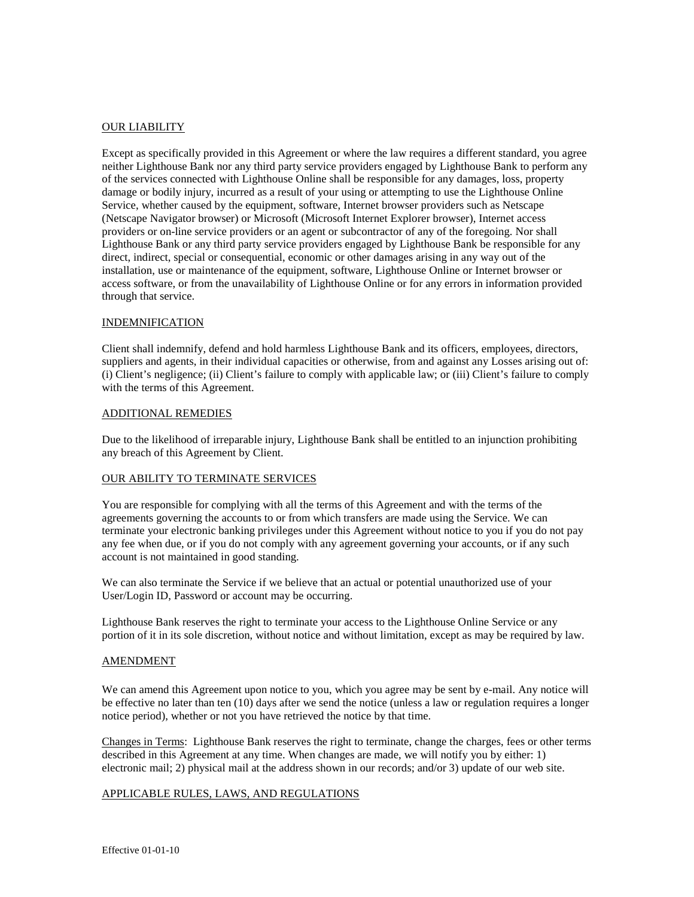## OUR LIABILITY

Except as specifically provided in this Agreement or where the law requires a different standard, you agree neither Lighthouse Bank nor any third party service providers engaged by Lighthouse Bank to perform any of the services connected with Lighthouse Online shall be responsible for any damages, loss, property damage or bodily injury, incurred as a result of your using or attempting to use the Lighthouse Online Service, whether caused by the equipment, software, Internet browser providers such as Netscape (Netscape Navigator browser) or Microsoft (Microsoft Internet Explorer browser), Internet access providers or on-line service providers or an agent or subcontractor of any of the foregoing. Nor shall Lighthouse Bank or any third party service providers engaged by Lighthouse Bank be responsible for any direct, indirect, special or consequential, economic or other damages arising in any way out of the installation, use or maintenance of the equipment, software, Lighthouse Online or Internet browser or access software, or from the unavailability of Lighthouse Online or for any errors in information provided through that service.

## INDEMNIFICATION

Client shall indemnify, defend and hold harmless Lighthouse Bank and its officers, employees, directors, suppliers and agents, in their individual capacities or otherwise, from and against any Losses arising out of: (i) Client's negligence; (ii) Client's failure to comply with applicable law; or (iii) Client's failure to comply with the terms of this Agreement.

## ADDITIONAL REMEDIES

Due to the likelihood of irreparable injury, Lighthouse Bank shall be entitled to an injunction prohibiting any breach of this Agreement by Client.

## OUR ABILITY TO TERMINATE SERVICES

You are responsible for complying with all the terms of this Agreement and with the terms of the agreements governing the accounts to or from which transfers are made using the Service. We can terminate your electronic banking privileges under this Agreement without notice to you if you do not pay any fee when due, or if you do not comply with any agreement governing your accounts, or if any such account is not maintained in good standing.

We can also terminate the Service if we believe that an actual or potential unauthorized use of your User/Login ID, Password or account may be occurring.

Lighthouse Bank reserves the right to terminate your access to the Lighthouse Online Service or any portion of it in its sole discretion, without notice and without limitation, except as may be required by law.

## AMENDMENT

We can amend this Agreement upon notice to you, which you agree may be sent by e-mail. Any notice will be effective no later than ten (10) days after we send the notice (unless a law or regulation requires a longer notice period), whether or not you have retrieved the notice by that time.

Changes in Terms: Lighthouse Bank reserves the right to terminate, change the charges, fees or other terms described in this Agreement at any time. When changes are made, we will notify you by either: 1) electronic mail; 2) physical mail at the address shown in our records; and/or 3) update of our web site.

## APPLICABLE RULES, LAWS, AND REGULATIONS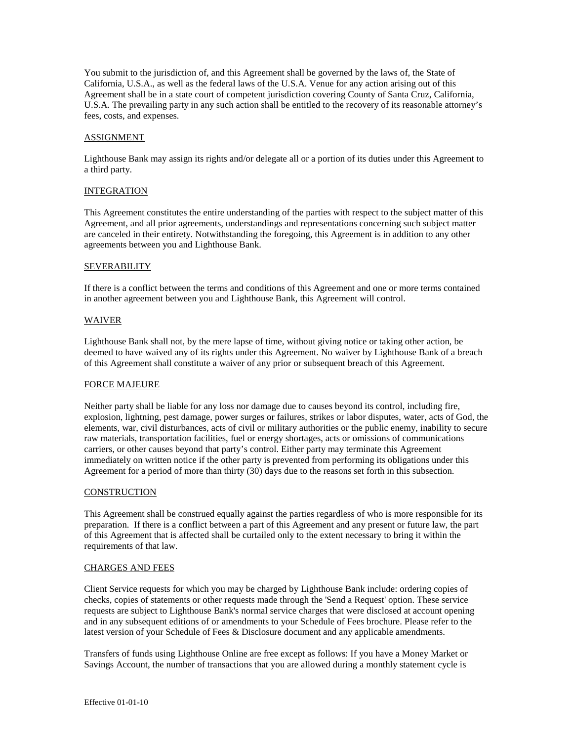You submit to the jurisdiction of, and this Agreement shall be governed by the laws of, the State of California, U.S.A., as well as the federal laws of the U.S.A. Venue for any action arising out of this Agreement shall be in a state court of competent jurisdiction covering County of Santa Cruz, California, U.S.A. The prevailing party in any such action shall be entitled to the recovery of its reasonable attorney's fees, costs, and expenses.

## ASSIGNMENT

Lighthouse Bank may assign its rights and/or delegate all or a portion of its duties under this Agreement to a third party.

## INTEGRATION

This Agreement constitutes the entire understanding of the parties with respect to the subject matter of this Agreement, and all prior agreements, understandings and representations concerning such subject matter are canceled in their entirety. Notwithstanding the foregoing, this Agreement is in addition to any other agreements between you and Lighthouse Bank.

## SEVERABILITY

If there is a conflict between the terms and conditions of this Agreement and one or more terms contained in another agreement between you and Lighthouse Bank, this Agreement will control.

## WAIVER

Lighthouse Bank shall not, by the mere lapse of time, without giving notice or taking other action, be deemed to have waived any of its rights under this Agreement. No waiver by Lighthouse Bank of a breach of this Agreement shall constitute a waiver of any prior or subsequent breach of this Agreement.

## FORCE MAJEURE

Neither party shall be liable for any loss nor damage due to causes beyond its control, including fire, explosion, lightning, pest damage, power surges or failures, strikes or labor disputes, water, acts of God, the elements, war, civil disturbances, acts of civil or military authorities or the public enemy, inability to secure raw materials, transportation facilities, fuel or energy shortages, acts or omissions of communications carriers, or other causes beyond that party's control. Either party may terminate this Agreement immediately on written notice if the other party is prevented from performing its obligations under this Agreement for a period of more than thirty (30) days due to the reasons set forth in this subsection.

## CONSTRUCTION

This Agreement shall be construed equally against the parties regardless of who is more responsible for its preparation. If there is a conflict between a part of this Agreement and any present or future law, the part of this Agreement that is affected shall be curtailed only to the extent necessary to bring it within the requirements of that law.

## CHARGES AND FEES

Client Service requests for which you may be charged by Lighthouse Bank include: ordering copies of checks, copies of statements or other requests made through the 'Send a Request' option. These service requests are subject to Lighthouse Bank's normal service charges that were disclosed at account opening and in any subsequent editions of or amendments to your Schedule of Fees brochure. Please refer to the latest version of your Schedule of Fees & Disclosure document and any applicable amendments.

Transfers of funds using Lighthouse Online are free except as follows: If you have a Money Market or Savings Account, the number of transactions that you are allowed during a monthly statement cycle is

Effective 01-01-10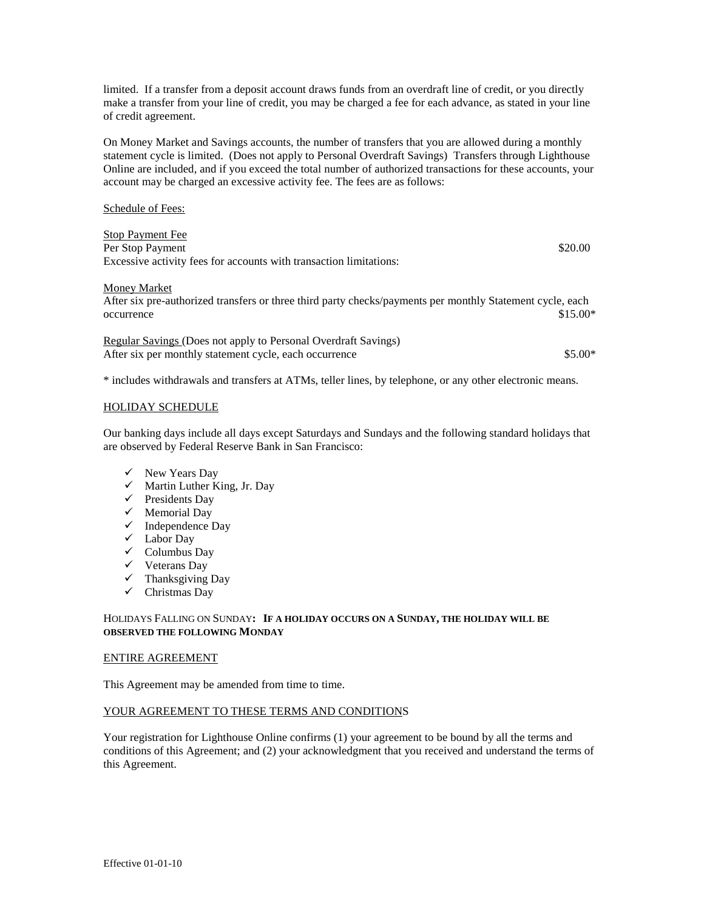limited. If a transfer from a deposit account draws funds from an overdraft line of credit, or you directly make a transfer from your line of credit, you may be charged a fee for each advance, as stated in your line of credit agreement.

On Money Market and Savings accounts, the number of transfers that you are allowed during a monthly statement cycle is limited. (Does not apply to Personal Overdraft Savings) Transfers through Lighthouse Online are included, and if you exceed the total number of authorized transactions for these accounts, your account may be charged an excessive activity fee. The fees are as follows:

<u>Schedule of Fees:</u>

<u>Stop Payment Fee</u>
Per Stop Payment $20.00
Excessive activity fees for accounts with transaction limitations:

<u>Money Market</u>
After six pre-authorized transfers or three third party checks/payments per monthly Statement cycle, each occurrence $15.00*

<u>Regular Savings</u> (Does not apply to Personal Overdraft Savings)
After six per monthly statement cycle, each occurrence $5.00*

* includes withdrawals and transfers at ATMs, teller lines, by telephone, or any other electronic means.

## HOLIDAY SCHEDULE

Our banking days include all days except Saturdays and Sundays and the following standard holidays that are observed by Federal Reserve Bank in San Francisco:

- ✓ New Years Day
- ✓ Martin Luther King, Jr. Day
- ✓ Presidents Day
- ✓ Memorial Day
- ✓ Independence Day
- ✓ Labor Day
- ✓ Columbus Day
- ✓ Veterans Day
- ✓ Thanksgiving Day
- ✓ Christmas Day

HOLIDAYS FALLING ON SUNDAY: **IF A HOLIDAY OCCURS ON A SUNDAY, THE HOLIDAY WILL BE OBSERVED THE FOLLOWING MONDAY**

## ENTIRE AGREEMENT

This Agreement may be amended from time to time.

## YOUR AGREEMENT TO THESE TERMS AND CONDITIONS

Your registration for Lighthouse Online confirms (1) your agreement to be bound by all the terms and conditions of this Agreement; and (2) your acknowledgment that you received and understand the terms of this Agreement.

Effective 01-01-10